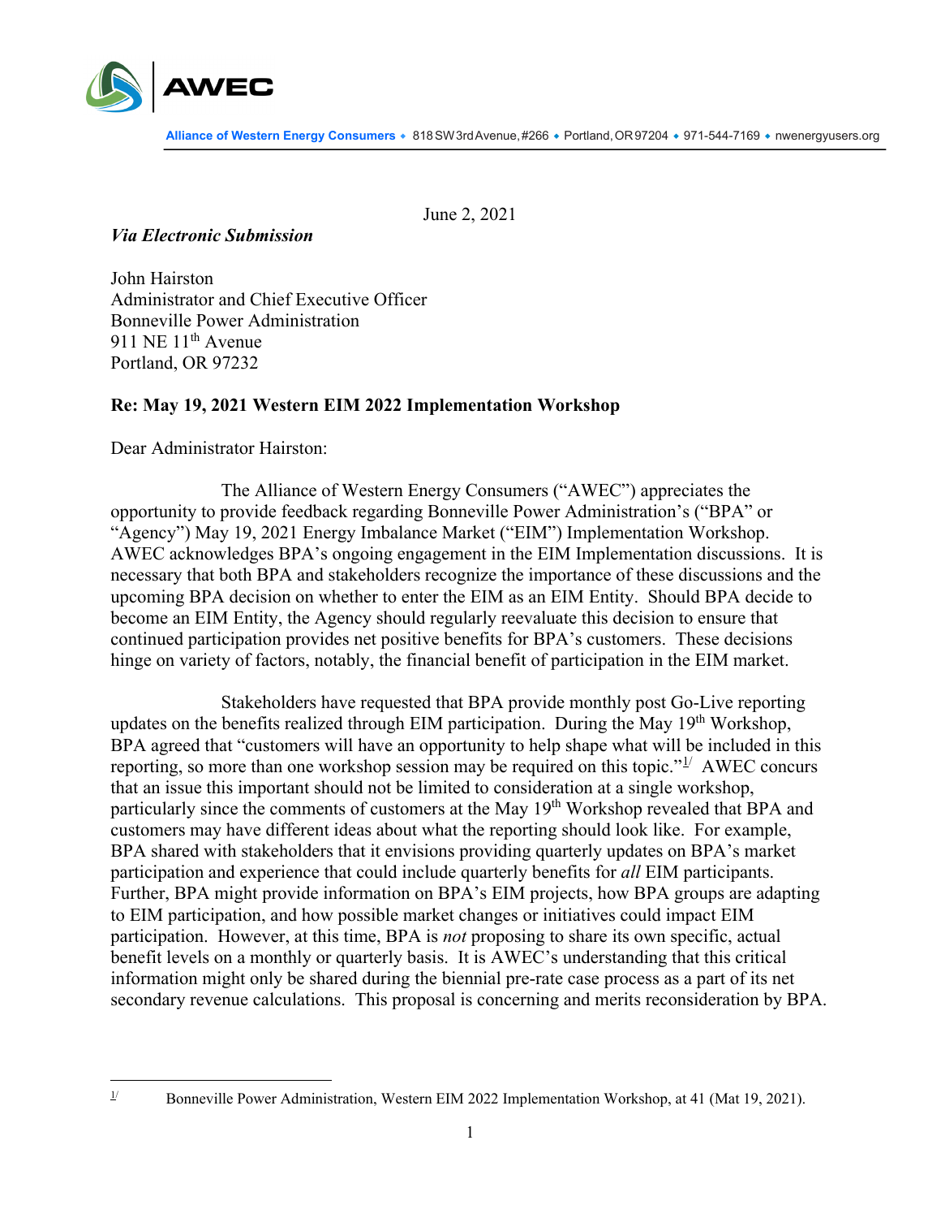**AWEC**

**Alliance of Western Energy Consumers** ◆ 818 SW 3rd Avenue, #266 ◆ Portland, OR 97204 ◆ 971-544-7169 ◆ nwenergyusers.org

June 2, 2021

***Via Electronic Submission***

John Hairston
Administrator and Chief Executive Officer
Bonneville Power Administration
911 NE 11th Avenue
Portland, OR 97232

**Re: May 19, 2021 Western EIM 2022 Implementation Workshop**

Dear Administrator Hairston:

The Alliance of Western Energy Consumers ("AWEC") appreciates the opportunity to provide feedback regarding Bonneville Power Administration's ("BPA" or "Agency") May 19, 2021 Energy Imbalance Market ("EIM") Implementation Workshop. AWEC acknowledges BPA's ongoing engagement in the EIM Implementation discussions. It is necessary that both BPA and stakeholders recognize the importance of these discussions and the upcoming BPA decision on whether to enter the EIM as an EIM Entity. Should BPA decide to become an EIM Entity, the Agency should regularly reevaluate this decision to ensure that continued participation provides net positive benefits for BPA's customers. These decisions hinge on variety of factors, notably, the financial benefit of participation in the EIM market.

Stakeholders have requested that BPA provide monthly post Go-Live reporting updates on the benefits realized through EIM participation. During the May 19th Workshop, BPA agreed that "customers will have an opportunity to help shape what will be included in this reporting, so more than one workshop session may be required on this topic."[1/] AWEC concurs that an issue this important should not be limited to consideration at a single workshop, particularly since the comments of customers at the May 19th Workshop revealed that BPA and customers may have different ideas about what the reporting should look like. For example, BPA shared with stakeholders that it envisions providing quarterly updates on BPA's market participation and experience that could include quarterly benefits for *all* EIM participants. Further, BPA might provide information on BPA's EIM projects, how BPA groups are adapting to EIM participation, and how possible market changes or initiatives could impact EIM participation. However, at this time, BPA is *not* proposing to share its own specific, actual benefit levels on a monthly or quarterly basis. It is AWEC's understanding that this critical information might only be shared during the biennial pre-rate case process as a part of its net secondary revenue calculations. This proposal is concerning and merits reconsideration by BPA.

---

[1/] Bonneville Power Administration, Western EIM 2022 Implementation Workshop, at 41 (Mat 19, 2021).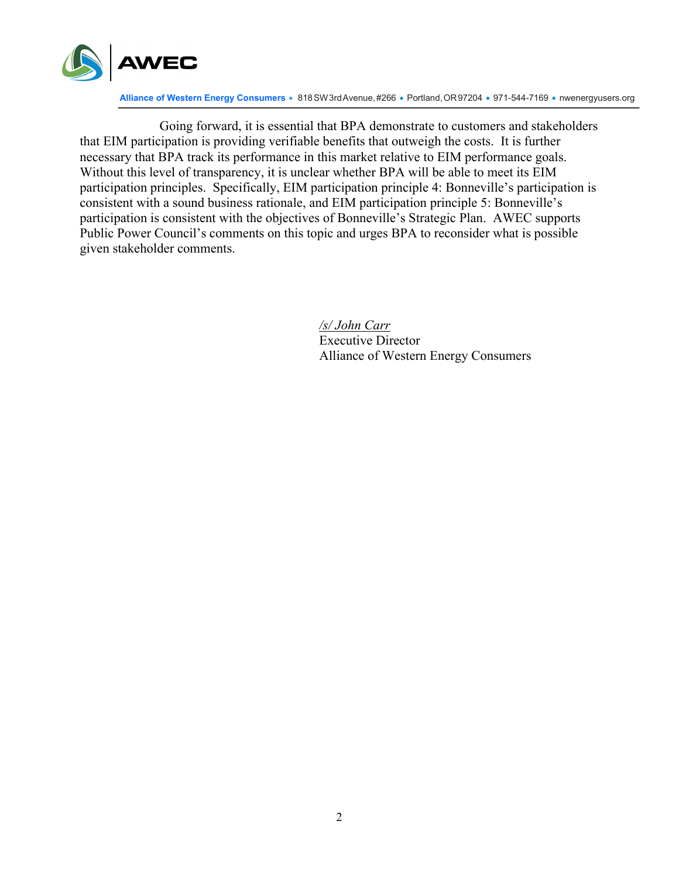Going forward, it is essential that BPA demonstrate to customers and stakeholders that EIM participation is providing verifiable benefits that outweigh the costs. It is further necessary that BPA track its performance in this market relative to EIM performance goals. Without this level of transparency, it is unclear whether BPA will be able to meet its EIM participation principles. Specifically, EIM participation principle 4: Bonneville's participation is consistent with a sound business rationale, and EIM participation principle 5: Bonneville's participation is consistent with the objectives of Bonneville's Strategic Plan. AWEC supports Public Power Council's comments on this topic and urges BPA to reconsider what is possible given stakeholder comments.

*/s/ John Carr*
Executive Director
Alliance of Western Energy Consumers